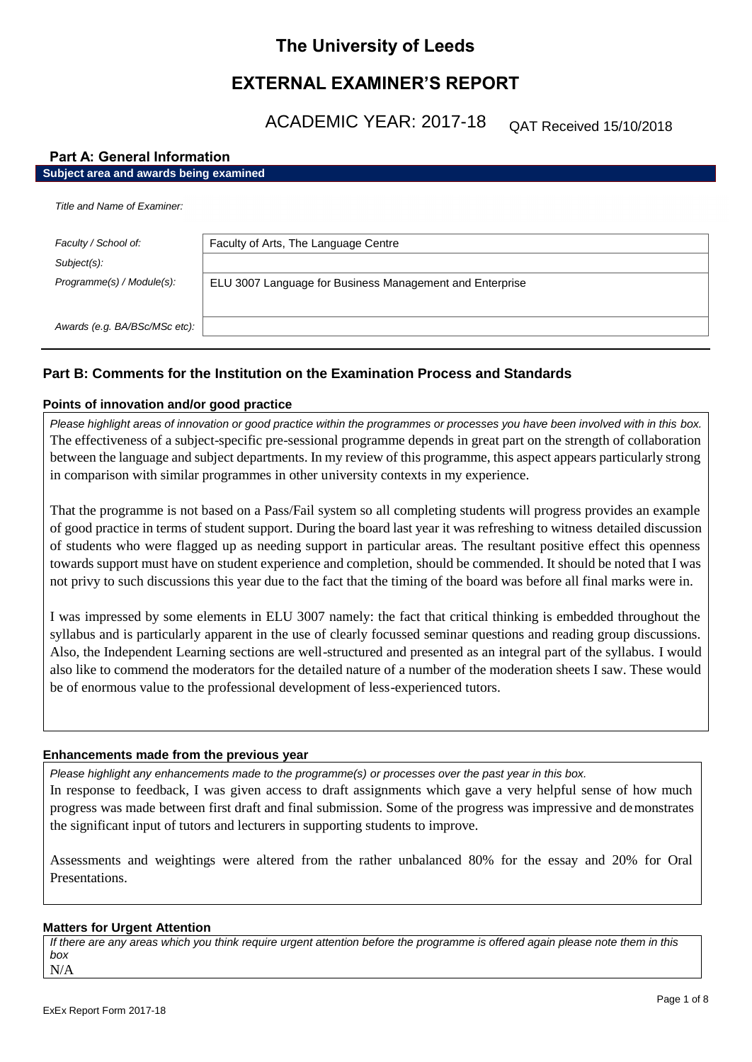# The University of Leeds

## EXTERNAL EXAMINER'S REPORT

ACADEMIC YEAR: 2017-18 QAT Received 15/10/2018

### Part A: General Information

**Subject area and awards being examined**

| | |
|---|---|
| *Title and Name of Examiner:* | |
| *Faculty / School of:* | Faculty of Arts, The Language Centre |
| *Subject(s):* | |
| *Programme(s) / Module(s):* | ELU 3007 Language for Business Management and Enterprise |
| *Awards (e.g. BA/BSc/MSc etc):* | |

### Part B: Comments for the Institution on the Examination Process and Standards

#### Points of innovation and/or good practice

*Please highlight areas of innovation or good practice within the programmes or processes you have been involved with in this box.*

The effectiveness of a subject-specific pre-sessional programme depends in great part on the strength of collaboration between the language and subject departments. In my review of this programme, this aspect appears particularly strong in comparison with similar programmes in other university contexts in my experience.

That the programme is not based on a Pass/Fail system so all completing students will progress provides an example of good practice in terms of student support. During the board last year it was refreshing to witness detailed discussion of students who were flagged up as needing support in particular areas. The resultant positive effect this openness towards support must have on student experience and completion, should be commended. It should be noted that I was not privy to such discussions this year due to the fact that the timing of the board was before all final marks were in.

I was impressed by some elements in ELU 3007 namely: the fact that critical thinking is embedded throughout the syllabus and is particularly apparent in the use of clearly focussed seminar questions and reading group discussions. Also, the Independent Learning sections are well-structured and presented as an integral part of the syllabus. I would also like to commend the moderators for the detailed nature of a number of the moderation sheets I saw. These would be of enormous value to the professional development of less-experienced tutors.

#### Enhancements made from the previous year

*Please highlight any enhancements made to the programme(s) or processes over the past year in this box.*

In response to feedback, I was given access to draft assignments which gave a very helpful sense of how much progress was made between first draft and final submission. Some of the progress was impressive and demonstrates the significant input of tutors and lecturers in supporting students to improve.

Assessments and weightings were altered from the rather unbalanced 80% for the essay and 20% for Oral Presentations.

#### Matters for Urgent Attention

*If there are any areas which you think require urgent attention before the programme is offered again please note them in this box*

N/A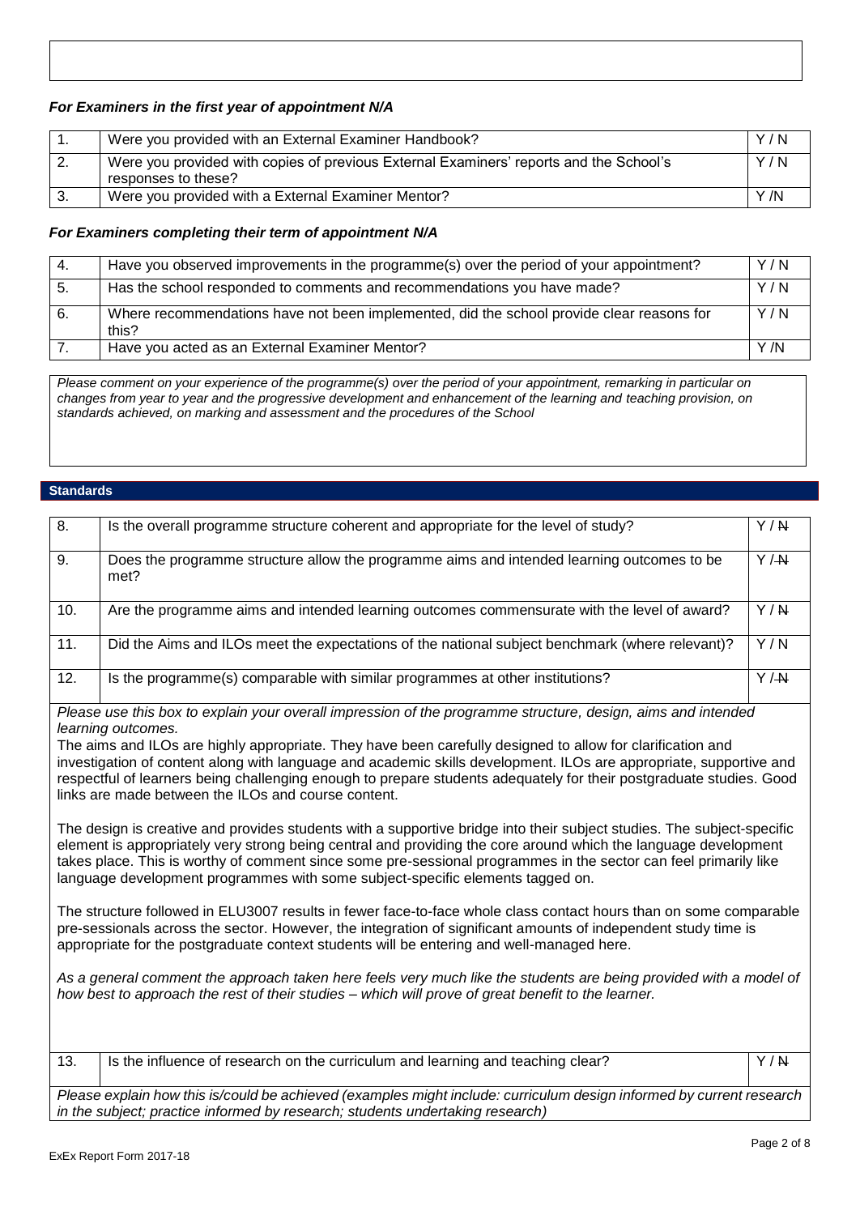### *For Examiners in the first year of appointment N/A*

| | | |
|---|---|---|
| 1. | Were you provided with an External Examiner Handbook? | Y / N |
| 2. | Were you provided with copies of previous External Examiners' reports and the School's responses to these? | Y / N |
| 3. | Were you provided with a External Examiner Mentor? | Y /N |

### *For Examiners completing their term of appointment N/A*

| | | |
|---|---|---|
| 4. | Have you observed improvements in the programme(s) over the period of your appointment? | Y / N |
| 5. | Has the school responded to comments and recommendations you have made? | Y / N |
| 6. | Where recommendations have not been implemented, did the school provide clear reasons for this? | Y / N |
| 7. | Have you acted as an External Examiner Mentor? | Y /N |

*Please comment on your experience of the programme(s) over the period of your appointment, remarking in particular on changes from year to year and the progressive development and enhancement of the learning and teaching provision, on standards achieved, on marking and assessment and the procedures of the School*

## Standards

| | | |
|---|---|---|
| 8. | Is the overall programme structure coherent and appropriate for the level of study? | Y / ~~N~~ |
| 9. | Does the programme structure allow the programme aims and intended learning outcomes to be met? | Y ~~/ N~~ |
| 10. | Are the programme aims and intended learning outcomes commensurate with the level of award? | Y / ~~N~~ |
| 11. | Did the Aims and ILOs meet the expectations of the national subject benchmark (where relevant)? | Y / N |
| 12. | Is the programme(s) comparable with similar programmes at other institutions? | Y ~~/ N~~ |

*Please use this box to explain your overall impression of the programme structure, design, aims and intended learning outcomes.*

The aims and ILOs are highly appropriate. They have been carefully designed to allow for clarification and investigation of content along with language and academic skills development. ILOs are appropriate, supportive and respectful of learners being challenging enough to prepare students adequately for their postgraduate studies. Good links are made between the ILOs and course content.

The design is creative and provides students with a supportive bridge into their subject studies. The subject-specific element is appropriately very strong being central and providing the core around which the language development takes place. This is worthy of comment since some pre-sessional programmes in the sector can feel primarily like language development programmes with some subject-specific elements tagged on.

The structure followed in ELU3007 results in fewer face-to-face whole class contact hours than on some comparable pre-sessionals across the sector. However, the integration of significant amounts of independent study time is appropriate for the postgraduate context students will be entering and well-managed here.

*As a general comment the approach taken here feels very much like the students are being provided with a model of how best to approach the rest of their studies – which will prove of great benefit to the learner.*

| | | |
|---|---|---|
| 13. | Is the influence of research on the curriculum and learning and teaching clear? | Y / ~~N~~ |

*Please explain how this is/could be achieved (examples might include: curriculum design informed by current research in the subject; practice informed by research; students undertaking research)*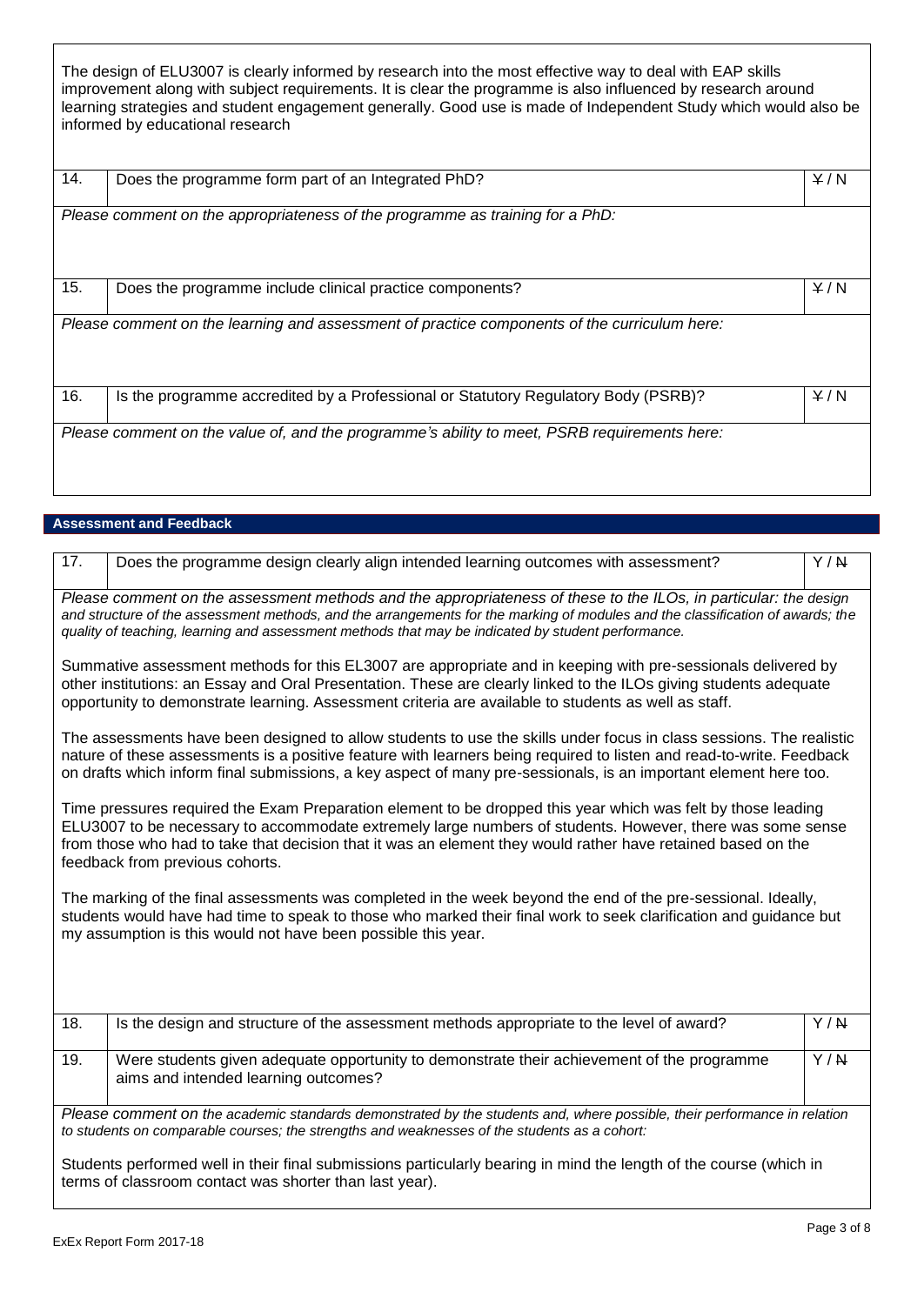The design of ELU3007 is clearly informed by research into the most effective way to deal with EAP skills improvement along with subject requirements. It is clear the programme is also influenced by research around learning strategies and student engagement generally. Good use is made of Independent Study which would also be informed by educational research

| | | |
|---|---|---|
| 14. | Does the programme form part of an Integrated PhD? | ~~Y~~ / N |

*Please comment on the appropriateness of the programme as training for a PhD:*

| | | |
|---|---|---|
| 15. | Does the programme include clinical practice components? | ~~Y~~ / N |

*Please comment on the learning and assessment of practice components of the curriculum here:*

| | | |
|---|---|---|
| 16. | Is the programme accredited by a Professional or Statutory Regulatory Body (PSRB)? | ~~Y~~ / N |

*Please comment on the value of, and the programme's ability to meet, PSRB requirements here:*

## Assessment and Feedback

| | | |
|---|---|---|
| 17. | Does the programme design clearly align intended learning outcomes with assessment? | Y / ~~N~~ |

*Please comment on the assessment methods and the appropriateness of these to the ILOs, in particular: the design and structure of the assessment methods, and the arrangements for the marking of modules and the classification of awards; the quality of teaching, learning and assessment methods that may be indicated by student performance.*

Summative assessment methods for this EL3007 are appropriate and in keeping with pre-sessionals delivered by other institutions: an Essay and Oral Presentation. These are clearly linked to the ILOs giving students adequate opportunity to demonstrate learning. Assessment criteria are available to students as well as staff.

The assessments have been designed to allow students to use the skills under focus in class sessions. The realistic nature of these assessments is a positive feature with learners being required to listen and read-to-write. Feedback on drafts which inform final submissions, a key aspect of many pre-sessionals, is an important element here too.

Time pressures required the Exam Preparation element to be dropped this year which was felt by those leading ELU3007 to be necessary to accommodate extremely large numbers of students. However, there was some sense from those who had to take that decision that it was an element they would rather have retained based on the feedback from previous cohorts.

The marking of the final assessments was completed in the week beyond the end of the pre-sessional. Ideally, students would have had time to speak to those who marked their final work to seek clarification and guidance but my assumption is this would not have been possible this year.

| | | |
|---|---|---|
| 18. | Is the design and structure of the assessment methods appropriate to the level of award? | Y / ~~N~~ |
| 19. | Were students given adequate opportunity to demonstrate their achievement of the programme aims and intended learning outcomes? | Y / ~~N~~ |

*Please comment on the academic standards demonstrated by the students and, where possible, their performance in relation to students on comparable courses; the strengths and weaknesses of the students as a cohort:*

Students performed well in their final submissions particularly bearing in mind the length of the course (which in terms of classroom contact was shorter than last year).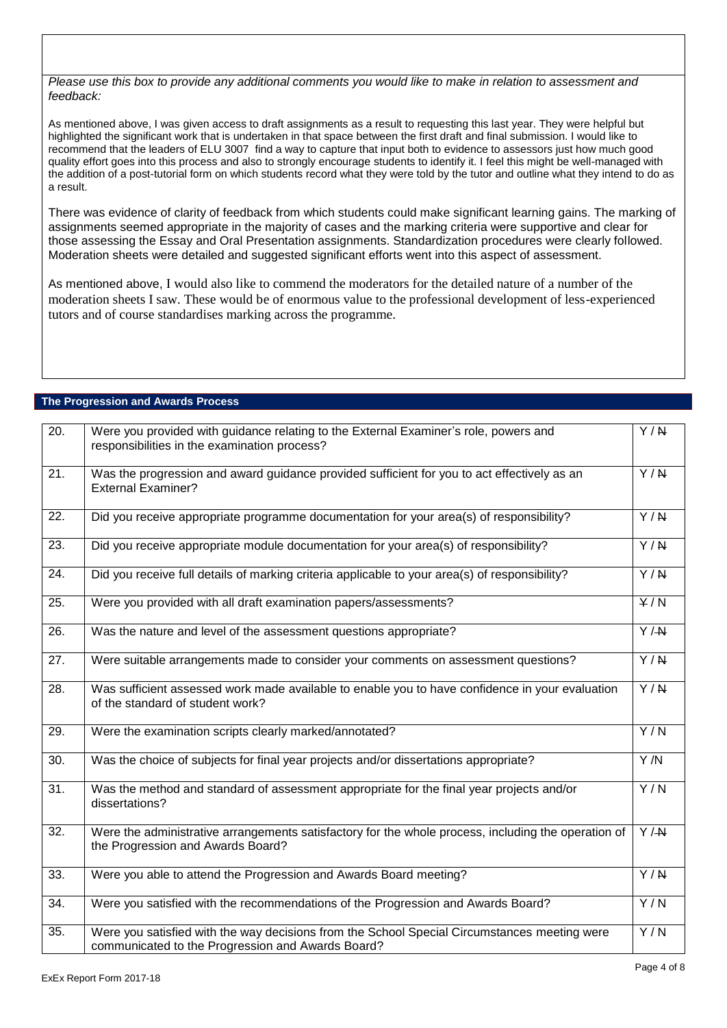*Please use this box to provide any additional comments you would like to make in relation to assessment and feedback:*

As mentioned above, I was given access to draft assignments as a result to requesting this last year. They were helpful but highlighted the significant work that is undertaken in that space between the first draft and final submission. I would like to recommend that the leaders of ELU 3007 find a way to capture that input both to evidence to assessors just how much good quality effort goes into this process and also to strongly encourage students to identify it. I feel this might be well-managed with the addition of a post-tutorial form on which students record what they were told by the tutor and outline what they intend to do as a result.

There was evidence of clarity of feedback from which students could make significant learning gains. The marking of assignments seemed appropriate in the majority of cases and the marking criteria were supportive and clear for those assessing the Essay and Oral Presentation assignments. Standardization procedures were clearly followed. Moderation sheets were detailed and suggested significant efforts went into this aspect of assessment.

As mentioned above, I would also like to commend the moderators for the detailed nature of a number of the moderation sheets I saw. These would be of enormous value to the professional development of less-experienced tutors and of course standardises marking across the programme.

## The Progression and Awards Process

| | | |
|---|---|---|
| 20. | Were you provided with guidance relating to the External Examiner's role, powers and responsibilities in the examination process? | Y / ~~N~~ |
| 21. | Was the progression and award guidance provided sufficient for you to act effectively as an External Examiner? | Y / ~~N~~ |
| 22. | Did you receive appropriate programme documentation for your area(s) of responsibility? | Y / ~~N~~ |
| 23. | Did you receive appropriate module documentation for your area(s) of responsibility? | Y / ~~N~~ |
| 24. | Did you receive full details of marking criteria applicable to your area(s) of responsibility? | Y / ~~N~~ |
| 25. | Were you provided with all draft examination papers/assessments? | ~~Y~~ / N |
| 26. | Was the nature and level of the assessment questions appropriate? | Y / ~~N~~ |
| 27. | Were suitable arrangements made to consider your comments on assessment questions? | Y / ~~N~~ |
| 28. | Was sufficient assessed work made available to enable you to have confidence in your evaluation of the standard of student work? | Y / ~~N~~ |
| 29. | Were the examination scripts clearly marked/annotated? | Y / N |
| 30. | Was the choice of subjects for final year projects and/or dissertations appropriate? | Y /N |
| 31. | Was the method and standard of assessment appropriate for the final year projects and/or dissertations? | Y / N |
| 32. | Were the administrative arrangements satisfactory for the whole process, including the operation of the Progression and Awards Board? | Y / ~~N~~ |
| 33. | Were you able to attend the Progression and Awards Board meeting? | Y / ~~N~~ |
| 34. | Were you satisfied with the recommendations of the Progression and Awards Board? | Y / N |
| 35. | Were you satisfied with the way decisions from the School Special Circumstances meeting were communicated to the Progression and Awards Board? | Y / N |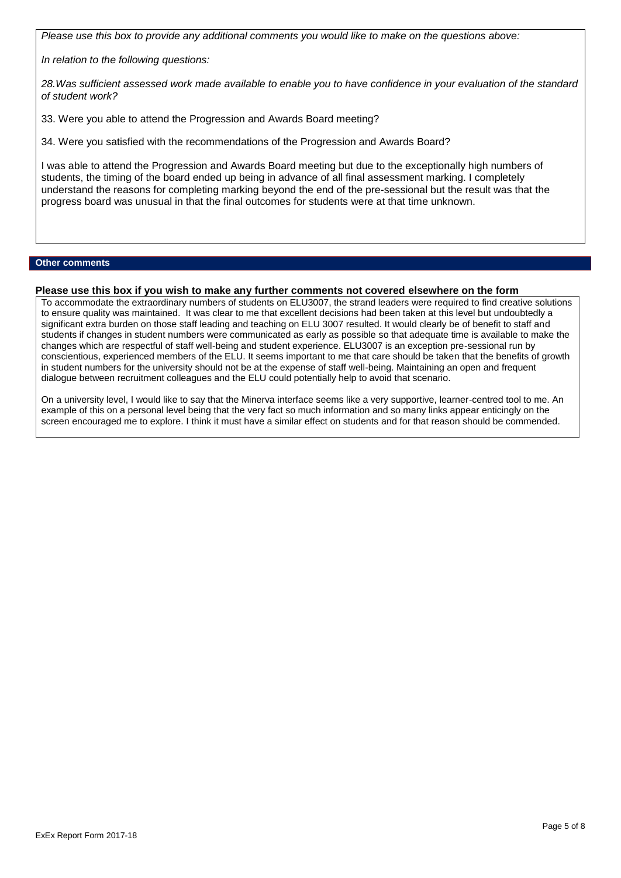*Please use this box to provide any additional comments you would like to make on the questions above:*

*In relation to the following questions:*

*28.Was sufficient assessed work made available to enable you to have confidence in your evaluation of the standard of student work?*

33. Were you able to attend the Progression and Awards Board meeting?

34. Were you satisfied with the recommendations of the Progression and Awards Board?

I was able to attend the Progression and Awards Board meeting but due to the exceptionally high numbers of students, the timing of the board ended up being in advance of all final assessment marking. I completely understand the reasons for completing marking beyond the end of the pre-sessional but the result was that the progress board was unusual in that the final outcomes for students were at that time unknown.

## Other comments

### Please use this box if you wish to make any further comments not covered elsewhere on the form

To accommodate the extraordinary numbers of students on ELU3007, the strand leaders were required to find creative solutions to ensure quality was maintained. It was clear to me that excellent decisions had been taken at this level but undoubtedly a significant extra burden on those staff leading and teaching on ELU 3007 resulted. It would clearly be of benefit to staff and students if changes in student numbers were communicated as early as possible so that adequate time is available to make the changes which are respectful of staff well-being and student experience. ELU3007 is an exception pre-sessional run by conscientious, experienced members of the ELU. It seems important to me that care should be taken that the benefits of growth in student numbers for the university should not be at the expense of staff well-being. Maintaining an open and frequent dialogue between recruitment colleagues and the ELU could potentially help to avoid that scenario.

On a university level, I would like to say that the Minerva interface seems like a very supportive, learner-centred tool to me. An example of this on a personal level being that the very fact so much information and so many links appear enticingly on the screen encouraged me to explore. I think it must have a similar effect on students and for that reason should be commended.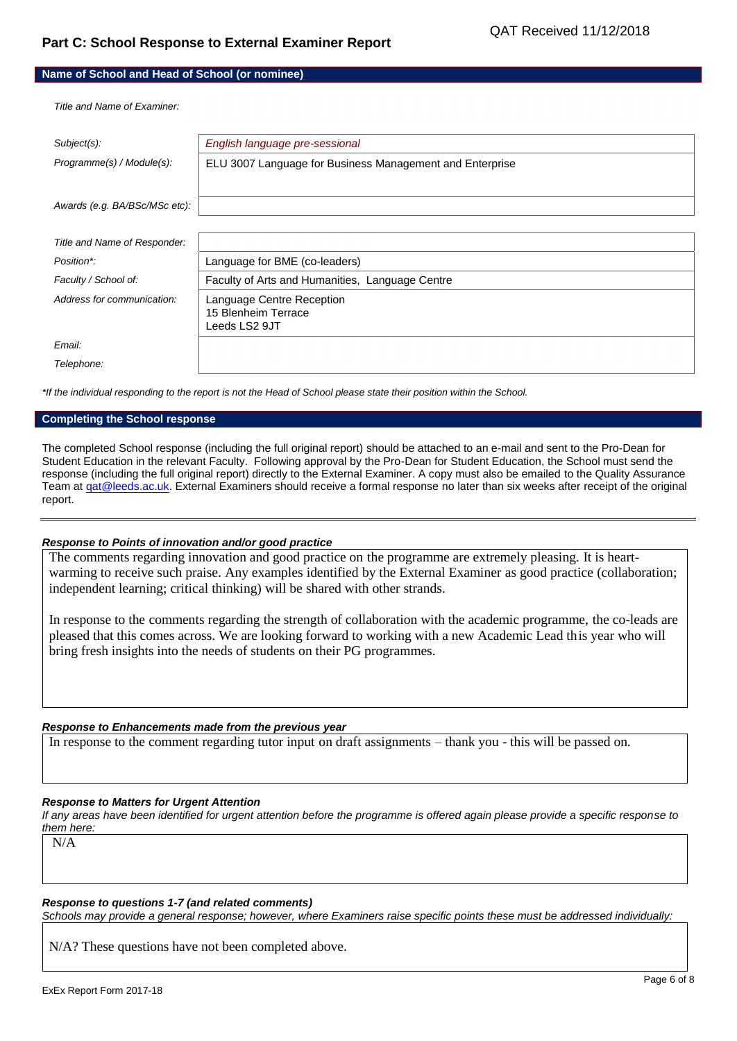QAT Received 11/12/2018

## Part C: School Response to External Examiner Report

### Name of School and Head of School (or nominee)

| | |
|---|---|
| *Title and Name of Examiner:* | |
| *Subject(s):* | *English language pre-sessional* |
| *Programme(s) / Module(s):* | ELU 3007 Language for Business Management and Enterprise |
| *Awards (e.g. BA/BSc/MSc etc):* | |
| *Title and Name of Responder:* | |
| *Position\*:* | Language for BME (co-leaders) |
| *Faculty / School of:* | Faculty of Arts and Humanities, Language Centre |
| *Address for communication:* | Language Centre Reception<br>15 Blenheim Terrace<br>Leeds LS2 9JT |
| *Email:* | |
| *Telephone:* | |

*\*If the individual responding to the report is not the Head of School please state their position within the School.*

### Completing the School response

The completed School response (including the full original report) should be attached to an e-mail and sent to the Pro-Dean for Student Education in the relevant Faculty. Following approval by the Pro-Dean for Student Education, the School must send the response (including the full original report) directly to the External Examiner. A copy must also be emailed to the Quality Assurance Team at qat@leeds.ac.uk. External Examiners should receive a formal response no later than six weeks after receipt of the original report.

---

#### *Response to Points of innovation and/or good practice*

The comments regarding innovation and good practice on the programme are extremely pleasing. It is heart-warming to receive such praise. Any examples identified by the External Examiner as good practice (collaboration; independent learning; critical thinking) will be shared with other strands.

In response to the comments regarding the strength of collaboration with the academic programme, the co-leads are pleased that this comes across. We are looking forward to working with a new Academic Lead this year who will bring fresh insights into the needs of students on their PG programmes.

#### *Response to Enhancements made from the previous year*

In response to the comment regarding tutor input on draft assignments – thank you - this will be passed on.

#### *Response to Matters for Urgent Attention*

*If any areas have been identified for urgent attention before the programme is offered again please provide a specific response to them here:*

N/A

#### *Response to questions 1-7 (and related comments)*

*Schools may provide a general response; however, where Examiners raise specific points these must be addressed individually:*

N/A? These questions have not been completed above.

ExEx Report Form 2017-18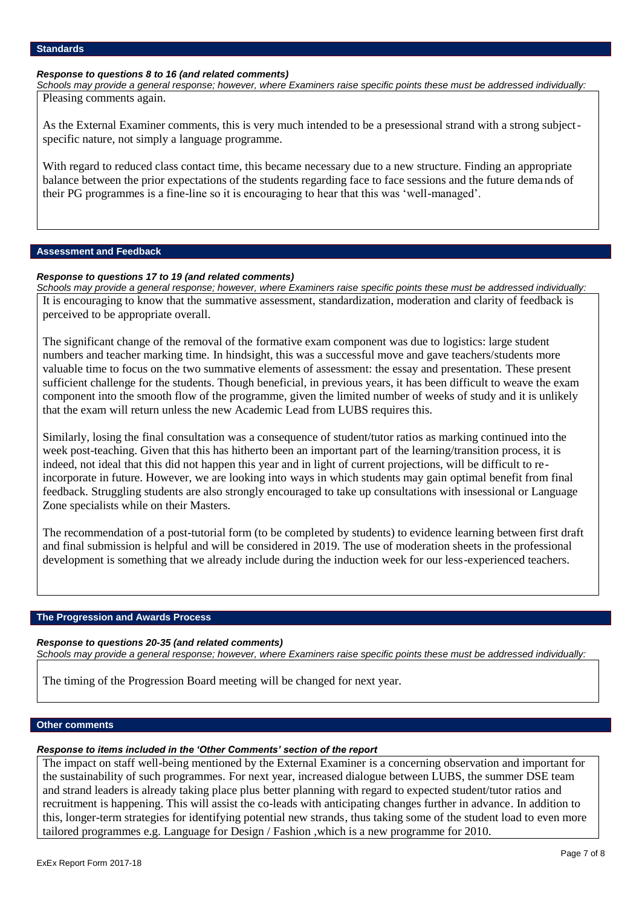## Standards

***Response to questions 8 to 16 (and related comments)***

*Schools may provide a general response; however, where Examiners raise specific points these must be addressed individually:*

Pleasing comments again.

As the External Examiner comments, this is very much intended to be a presessional strand with a strong subject-specific nature, not simply a language programme.

With regard to reduced class contact time, this became necessary due to a new structure. Finding an appropriate balance between the prior expectations of the students regarding face to face sessions and the future demands of their PG programmes is a fine-line so it is encouraging to hear that this was 'well-managed'.

## Assessment and Feedback

***Response to questions 17 to 19 (and related comments)***

*Schools may provide a general response; however, where Examiners raise specific points these must be addressed individually:*

It is encouraging to know that the summative assessment, standardization, moderation and clarity of feedback is perceived to be appropriate overall.

The significant change of the removal of the formative exam component was due to logistics: large student numbers and teacher marking time. In hindsight, this was a successful move and gave teachers/students more valuable time to focus on the two summative elements of assessment: the essay and presentation. These present sufficient challenge for the students. Though beneficial, in previous years, it has been difficult to weave the exam component into the smooth flow of the programme, given the limited number of weeks of study and it is unlikely that the exam will return unless the new Academic Lead from LUBS requires this.

Similarly, losing the final consultation was a consequence of student/tutor ratios as marking continued into the week post-teaching. Given that this has hitherto been an important part of the learning/transition process, it is indeed, not ideal that this did not happen this year and in light of current projections, will be difficult to re-incorporate in future. However, we are looking into ways in which students may gain optimal benefit from final feedback. Struggling students are also strongly encouraged to take up consultations with insessional or Language Zone specialists while on their Masters.

The recommendation of a post-tutorial form (to be completed by students) to evidence learning between first draft and final submission is helpful and will be considered in 2019. The use of moderation sheets in the professional development is something that we already include during the induction week for our less-experienced teachers.

## The Progression and Awards Process

***Response to questions 20-35 (and related comments)***

*Schools may provide a general response; however, where Examiners raise specific points these must be addressed individually:*

The timing of the Progression Board meeting will be changed for next year.

## Other comments

***Response to items included in the 'Other Comments' section of the report***

The impact on staff well-being mentioned by the External Examiner is a concerning observation and important for the sustainability of such programmes. For next year, increased dialogue between LUBS, the summer DSE team and strand leaders is already taking place plus better planning with regard to expected student/tutor ratios and recruitment is happening. This will assist the co-leads with anticipating changes further in advance. In addition to this, longer-term strategies for identifying potential new strands, thus taking some of the student load to even more tailored programmes e.g. Language for Design / Fashion ,which is a new programme for 2010.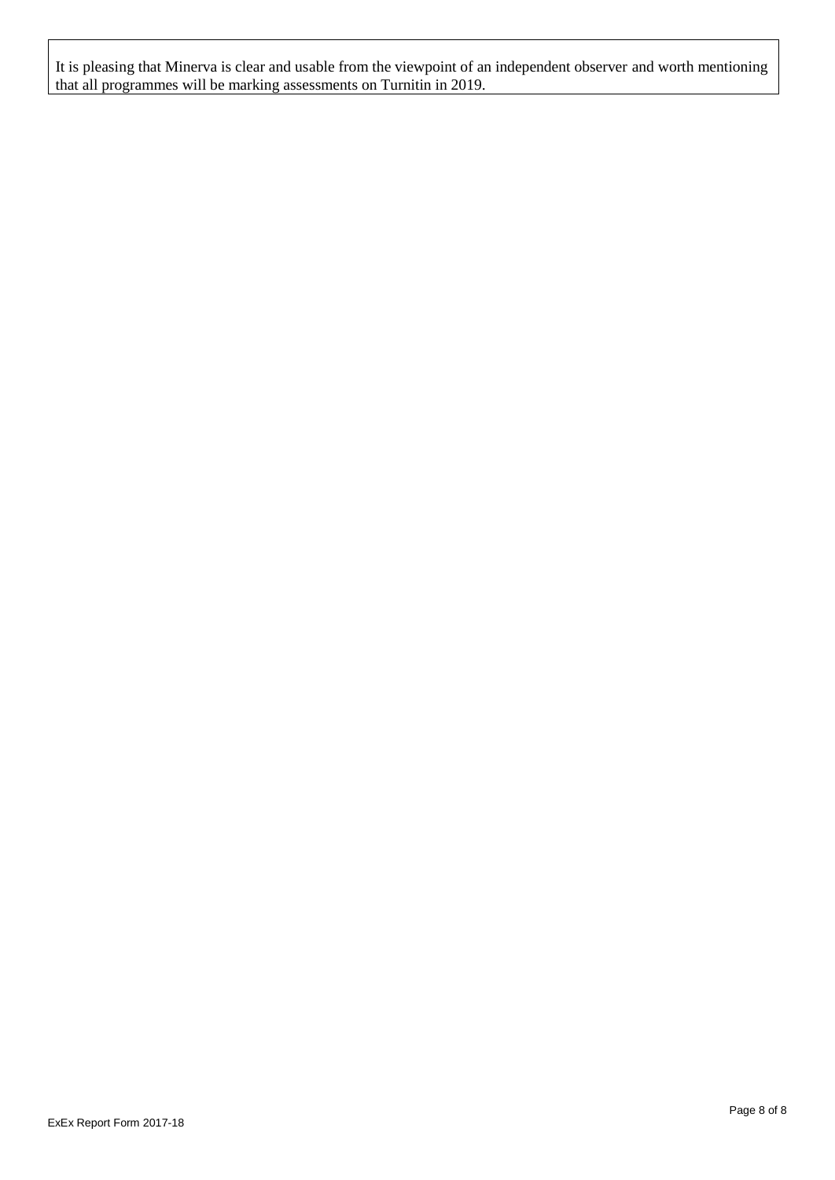It is pleasing that Minerva is clear and usable from the viewpoint of an independent observer and worth mentioning that all programmes will be marking assessments on Turnitin in 2019.